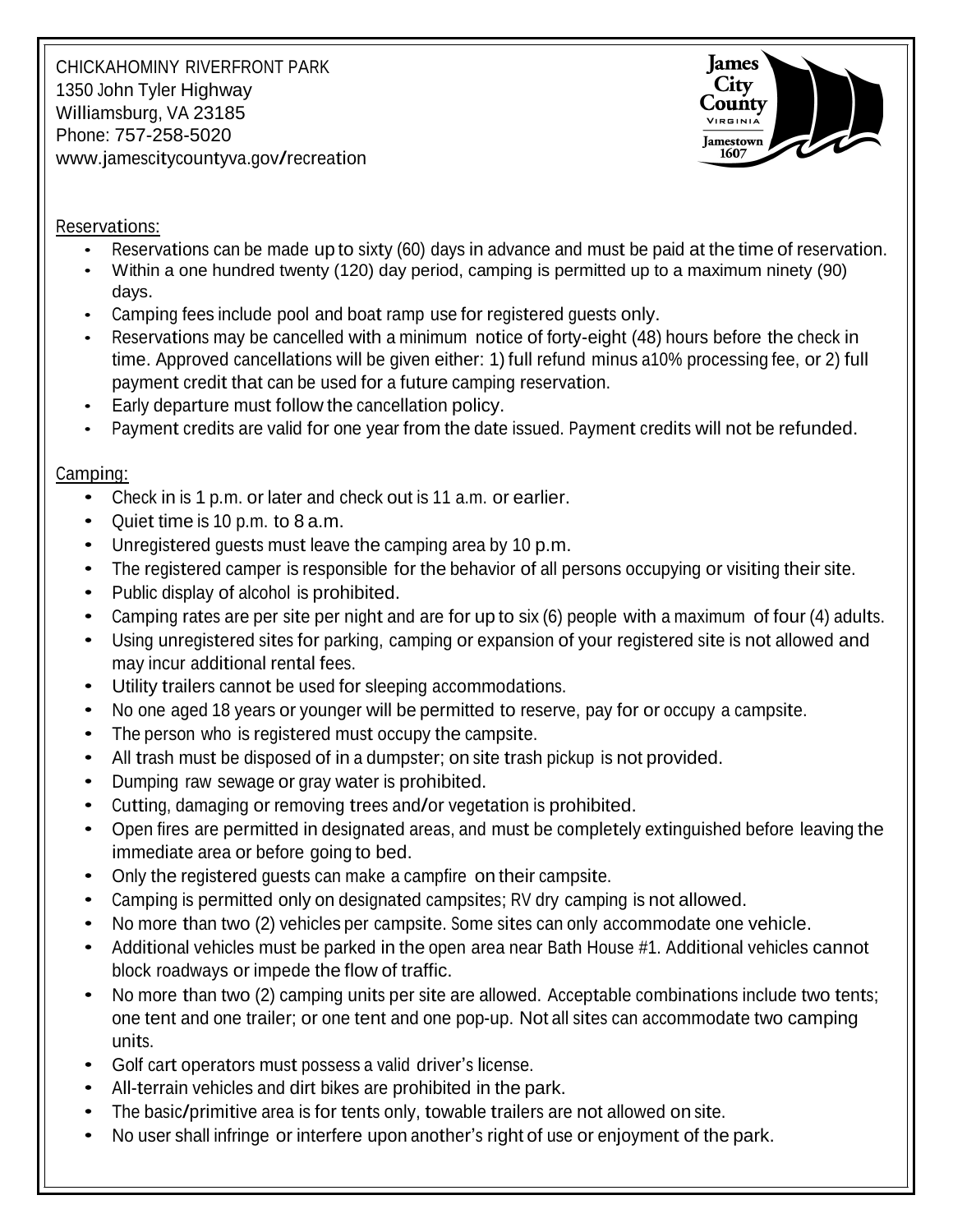CHICKAHOMINY RIVERFRONT PARK
1350 John Tyler Highway
Williamsburg, VA 23185
Phone: 757-258-5020
www.jamescitycountyva.gov/recreation

James City County
VIRGINIA
Jamestown 1607

Reservations:

- Reservations can be made up to sixty (60) days in advance and must be paid at the time of reservation.
- Within a one hundred twenty (120) day period, camping is permitted up to a maximum ninety (90) days.
- Camping fees include pool and boat ramp use for registered guests only.
- Reservations may be cancelled with a minimum notice of forty-eight (48) hours before the check in time. Approved cancellations will be given either: 1) full refund minus a10% processing fee, or 2) full payment credit that can be used for a future camping reservation.
- Early departure must follow the cancellation policy.
- Payment credits are valid for one year from the date issued. Payment credits will not be refunded.

Camping:

- Check in is 1 p.m. or later and check out is 11 a.m. or earlier.
- Quiet time is 10 p.m. to 8 a.m.
- Unregistered guests must leave the camping area by 10 p.m.
- The registered camper is responsible for the behavior of all persons occupying or visiting their site.
- Public display of alcohol is prohibited.
- Camping rates are per site per night and are for up to six (6) people with a maximum of four (4) adults.
- Using unregistered sites for parking, camping or expansion of your registered site is not allowed and may incur additional rental fees.
- Utility trailers cannot be used for sleeping accommodations.
- No one aged 18 years or younger will be permitted to reserve, pay for or occupy a campsite.
- The person who is registered must occupy the campsite.
- All trash must be disposed of in a dumpster; on site trash pickup is not provided.
- Dumping raw sewage or gray water is prohibited.
- Cutting, damaging or removing trees and/or vegetation is prohibited.
- Open fires are permitted in designated areas, and must be completely extinguished before leaving the immediate area or before going to bed.
- Only the registered guests can make a campfire on their campsite.
- Camping is permitted only on designated campsites; RV dry camping is not allowed.
- No more than two (2) vehicles per campsite. Some sites can only accommodate one vehicle.
- Additional vehicles must be parked in the open area near Bath House #1. Additional vehicles cannot block roadways or impede the flow of traffic.
- No more than two (2) camping units per site are allowed. Acceptable combinations include two tents; one tent and one trailer; or one tent and one pop-up. Not all sites can accommodate two camping units.
- Golf cart operators must possess a valid driver's license.
- All-terrain vehicles and dirt bikes are prohibited in the park.
- The basic/primitive area is for tents only, towable trailers are not allowed on site.
- No user shall infringe or interfere upon another's right of use or enjoyment of the park.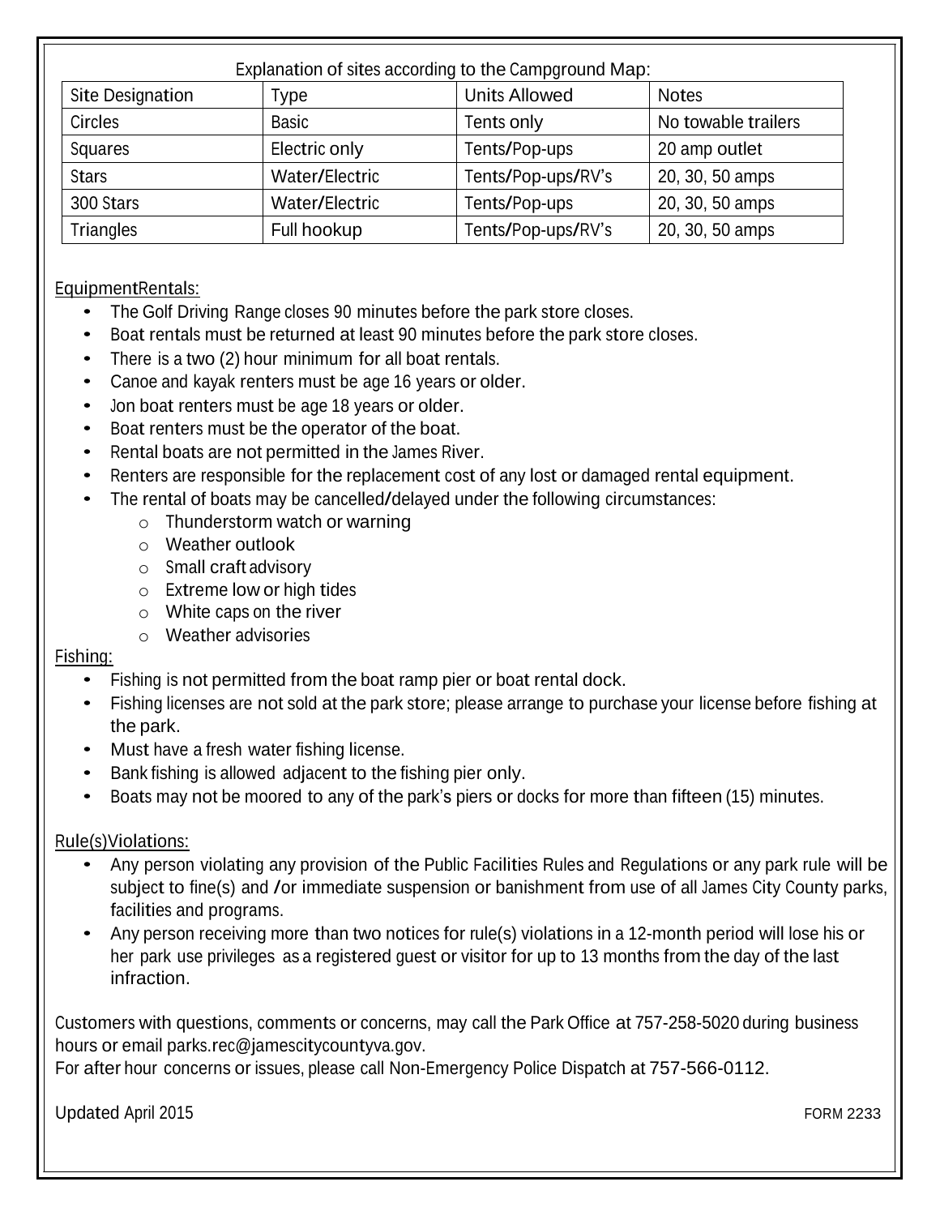Explanation of sites according to the Campground Map:

| Site Designation | Type | Units Allowed | Notes |
|---|---|---|---|
| Circles | Basic | Tents only | No towable trailers |
| Squares | Electric only | Tents/Pop-ups | 20 amp outlet |
| Stars | Water/Electric | Tents/Pop-ups/RV's | 20, 30, 50 amps |
| 300 Stars | Water/Electric | Tents/Pop-ups | 20, 30, 50 amps |
| Triangles | Full hookup | Tents/Pop-ups/RV's | 20, 30, 50 amps |

EquipmentRentals:

- The Golf Driving Range closes 90 minutes before the park store closes.
- Boat rentals must be returned at least 90 minutes before the park store closes.
- There is a two (2) hour minimum for all boat rentals.
- Canoe and kayak renters must be age 16 years or older.
- Jon boat renters must be age 18 years or older.
- Boat renters must be the operator of the boat.
- Rental boats are not permitted in the James River.
- Renters are responsible for the replacement cost of any lost or damaged rental equipment.
- The rental of boats may be cancelled/delayed under the following circumstances:
    - Thunderstorm watch or warning
    - Weather outlook
    - Small craft advisory
    - Extreme low or high tides
    - White caps on the river
    - Weather advisories

Fishing:

- Fishing is not permitted from the boat ramp pier or boat rental dock.
- Fishing licenses are not sold at the park store; please arrange to purchase your license before fishing at the park.
- Must have a fresh water fishing license.
- Bank fishing is allowed adjacent to the fishing pier only.
- Boats may not be moored to any of the park's piers or docks for more than fifteen (15) minutes.

Rule(s)Violations:

- Any person violating any provision of the Public Facilities Rules and Regulations or any park rule will be subject to fine(s) and /or immediate suspension or banishment from use of all James City County parks, facilities and programs.
- Any person receiving more than two notices for rule(s) violations in a 12-month period will lose his or her park use privileges as a registered guest or visitor for up to 13 months from the day of the last infraction.

Customers with questions, comments or concerns, may call the Park Office at 757-258-5020 during business hours or email parks.rec@jamescitycountyva.gov.
For after hour concerns or issues, please call Non-Emergency Police Dispatch at 757-566-0112.

Updated April 2015

FORM 2233